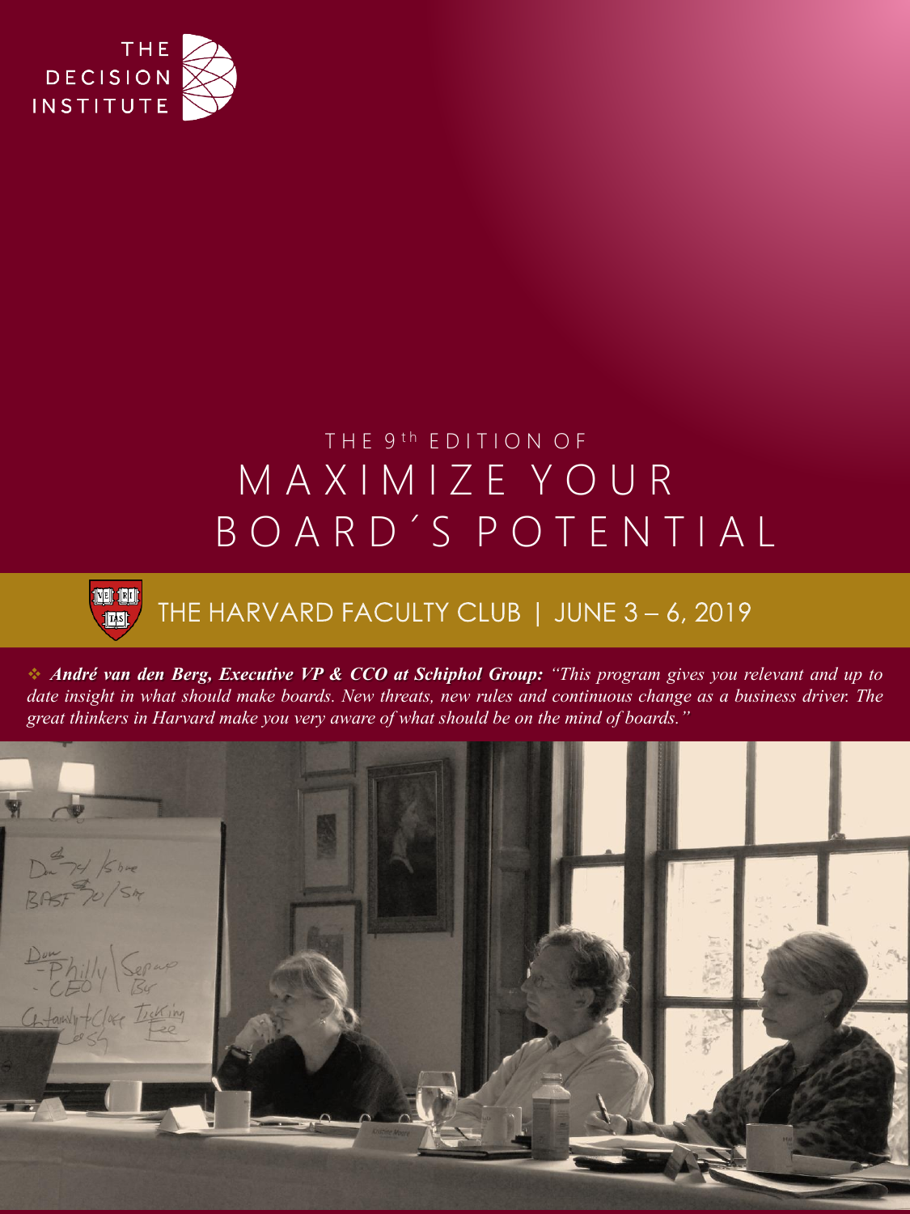THE DECISION INSTITUTE

THE 9th EDITION OF

# MAXIMIZE YOUR BOARD´S POTENTIAL

## THE HARVARD FACULTY CLUB | JUNE 3 – 6, 2019

❖ ***André van den Berg, Executive VP & CCO at Schiphol Group:*** *"This program gives you relevant and up to date insight in what should make boards. New threats, new rules and continuous change as a business driver. The great thinkers in Harvard make you very aware of what should be on the mind of boards."*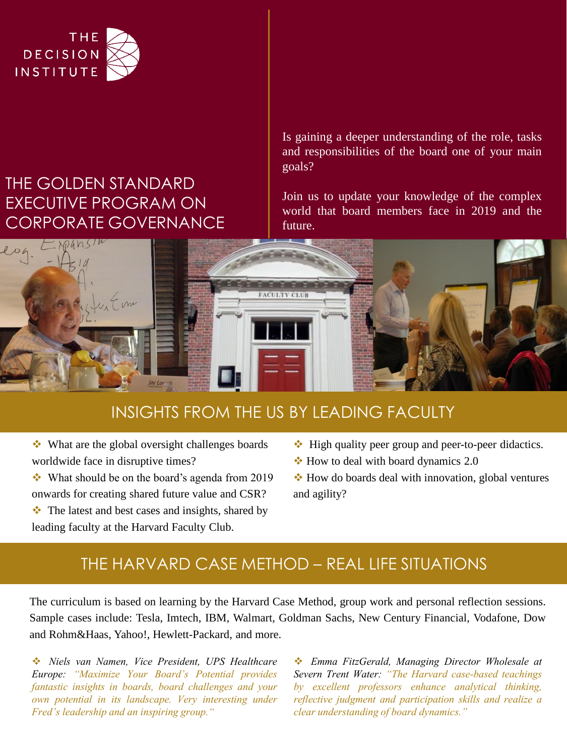THE DECISION INSTITUTE

# THE GOLDEN STANDARD EXECUTIVE PROGRAM ON CORPORATE GOVERNANCE

Is gaining a deeper understanding of the role, tasks and responsibilities of the board one of your main goals?

Join us to update your knowledge of the complex world that board members face in 2019 and the future.

## INSIGHTS FROM THE US BY LEADING FACULTY

- What are the global oversight challenges boards worldwide face in disruptive times?
- What should be on the board's agenda from 2019 onwards for creating shared future value and CSR?
- The latest and best cases and insights, shared by leading faculty at the Harvard Faculty Club.
- High quality peer group and peer-to-peer didactics.
- How to deal with board dynamics 2.0
- How do boards deal with innovation, global ventures and agility?

## THE HARVARD CASE METHOD – REAL LIFE SITUATIONS

The curriculum is based on learning by the Harvard Case Method, group work and personal reflection sessions. Sample cases include: Tesla, Imtech, IBM, Walmart, Goldman Sachs, New Century Financial, Vodafone, Dow and Rohm&Haas, Yahoo!, Hewlett-Packard, and more.

❖ *Niels van Namen, Vice President, UPS Healthcare Europe: "Maximize Your Board's Potential provides fantastic insights in boards, board challenges and your own potential in its landscape. Very interesting under Fred's leadership and an inspiring group."*

❖ *Emma FitzGerald, Managing Director Wholesale at Severn Trent Water: "The Harvard case-based teachings by excellent professors enhance analytical thinking, reflective judgment and participation skills and realize a clear understanding of board dynamics."*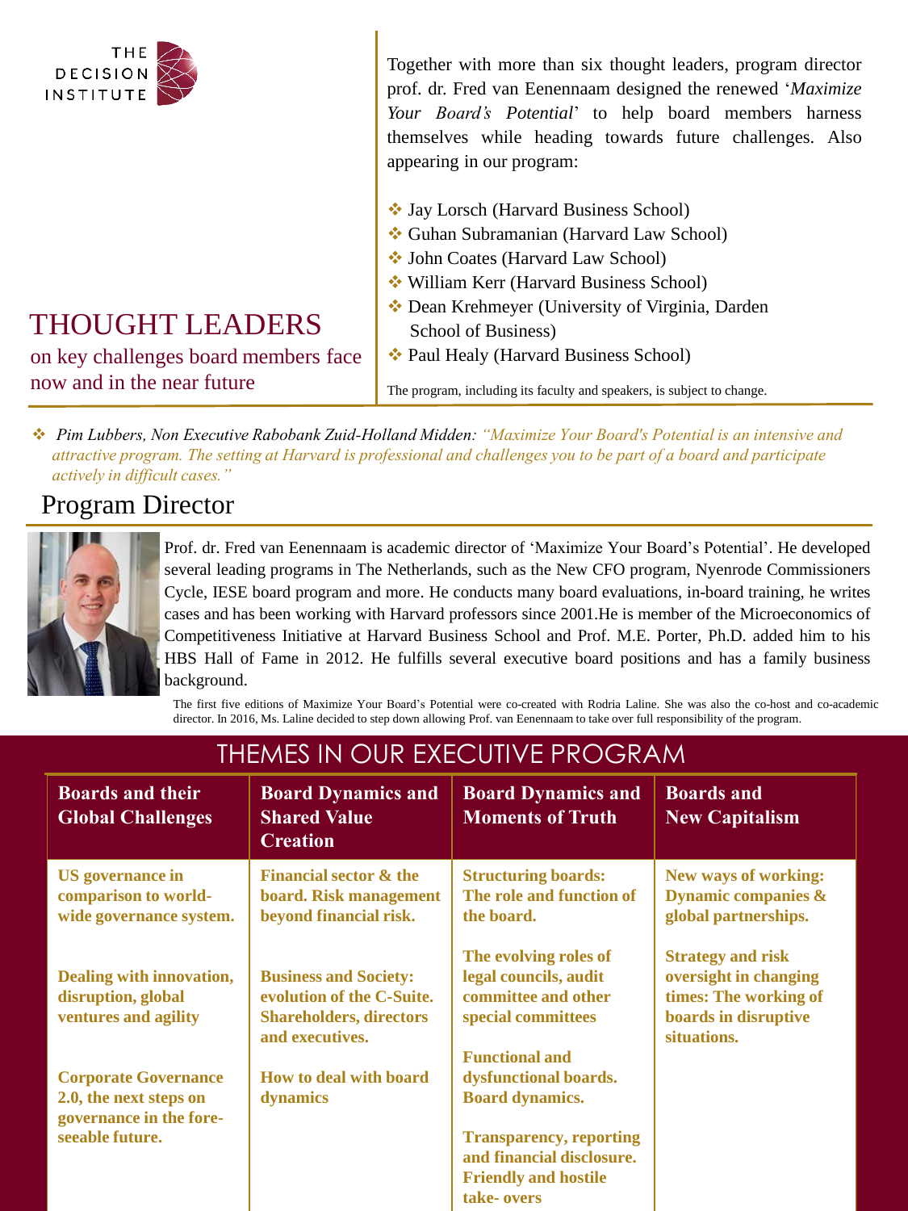THE DECISION INSTITUTE

# THOUGHT LEADERS

on key challenges board members face now and in the near future

Together with more than six thought leaders, program director prof. dr. Fred van Eenennaam designed the renewed '*Maximize Your Board's Potential*' to help board members harness themselves while heading towards future challenges. Also appearing in our program:

- Jay Lorsch (Harvard Business School)
- Guhan Subramanian (Harvard Law School)
- John Coates (Harvard Law School)
- William Kerr (Harvard Business School)
- Dean Krehmeyer (University of Virginia, Darden School of Business)
- Paul Healy (Harvard Business School)

The program, including its faculty and speakers, is subject to change.

- *Pim Lubbers, Non Executive Rabobank Zuid-Holland Midden: "Maximize Your Board's Potential is an intensive and attractive program. The setting at Harvard is professional and challenges you to be part of a board and participate actively in difficult cases."*

## Program Director

Prof. dr. Fred van Eenennaam is academic director of 'Maximize Your Board's Potential'. He developed several leading programs in The Netherlands, such as the New CFO program, Nyenrode Commissioners Cycle, IESE board program and more. He conducts many board evaluations, in-board training, he writes cases and has been working with Harvard professors since 2001.He is member of the Microeconomics of Competitiveness Initiative at Harvard Business School and Prof. M.E. Porter, Ph.D. added him to his HBS Hall of Fame in 2012. He fulfills several executive board positions and has a family business background.

The first five editions of Maximize Your Board's Potential were co-created with Rodria Laline. She was also the co-host and co-academic director. In 2016, Ms. Laline decided to step down allowing Prof. van Eenennaam to take over full responsibility of the program.

## THEMES IN OUR EXECUTIVE PROGRAM

| Boards and their Global Challenges | Board Dynamics and Shared Value Creation | Board Dynamics and Moments of Truth | Boards and New Capitalism |
|---|---|---|---|
| US governance in comparison to world-wide governance system. | Financial sector & the board. Risk management beyond financial risk. | Structuring boards: The role and function of the board. | New ways of working: Dynamic companies & global partnerships. |
| Dealing with innovation, disruption, global ventures and agility | Business and Society: evolution of the C-Suite. Shareholders, directors and executives. | The evolving roles of legal councils, audit committee and other special committees | Strategy and risk oversight in changing times: The working of boards in disruptive situations. |
| Corporate Governance 2.0, the next steps on governance in the fore-seeable future. | How to deal with board dynamics | Functional and dysfunctional boards. Board dynamics. | |
| | | Transparency, reporting and financial disclosure. Friendly and hostile take- overs | |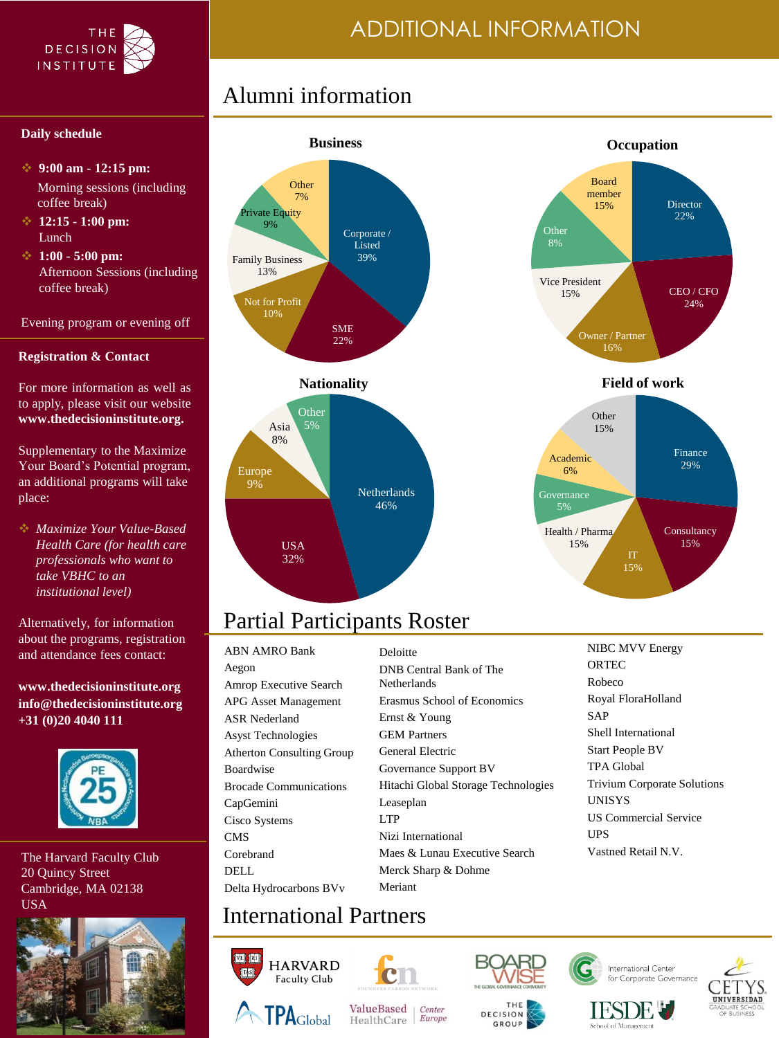# ADDITIONAL INFORMATION

## Alumni information

**Business**

Corporate / Listed 39%
SME 22%
Not for Profit 10%
Family Business 13%
Private Equity 9%
Other 7%

**Occupation**

Director 22%
CEO / CFO 24%
Owner / Partner 16%
Vice President 15%
Other 8%
Board member 15%

**Nationality**

Netherlands 46%
USA 32%
Europe 9%
Asia 8%
Other 5%

**Field of work**

Finance 29%
Consultancy 15%
IT 15%
Health / Pharma 15%
Governance 5%
Academic 6%
Other 15%

## Partial Participants Roster

ABN AMRO Bank
Aegon
Amrop Executive Search
APG Asset Management
ASR Nederland
Asyst Technologies
Atherton Consulting Group
Boardwise
Brocade Communications
CapGemini
Cisco Systems
CMS
Corebrand
DELL
Delta Hydrocarbons BVv

Deloitte
DNB Central Bank of The Netherlands
Erasmus School of Economics
Ernst & Young
GEM Partners
General Electric
Governance Support BV
Hitachi Global Storage Technologies
Leaseplan
LTP
Nizi International
Maes & Lunau Executive Search
Merck Sharp & Dohme
Meriant

NIBC MVV Energy
ORTEC
Robeco
Royal FloraHolland
SAP
Shell International
Start People BV
TPA Global
Trivium Corporate Solutions
UNISYS
US Commercial Service
UPS
Vastned Retail N.V.

## International Partners

HARVARD Faculty Club
fcn FOUNDERS CARBON NETWORK
BOARD WISE THE GLOBAL GOVERNANCE COMMUNITY
International Center for Corporate Governance
CETYS UNIVERSIDAD GRADUATE SCHOOL OF BUSINESS
TPA Global
ValueBased HealthCare | Center Europe
THE DECISION GROUP
IESDE School of Management

THE DECISION INSTITUTE

**Daily schedule**

- **9:00 am - 12:15 pm:** Morning sessions (including coffee break)
- **12:15 - 1:00 pm:** Lunch
- **1:00 - 5:00 pm:** Afternoon Sessions (including coffee break)

Evening program or evening off

**Registration & Contact**

For more information as well as to apply, please visit our website **www.thedecisioninstitute.org.**

Supplementary to the Maximize Your Board's Potential program, an additional programs will take place:

- *Maximize Your Value-Based Health Care (for health care professionals who want to take VBHC to an institutional level)*

Alternatively, for information about the programs, registration and attendance fees contact:

**www.thedecisioninstitute.org**
**info@thedecisioninstitute.org**
**+31 (0)20 4040 111**

PE 25 Koninklijke Nederlandse Beroepsorganisatie van Accountants NBA

The Harvard Faculty Club
20 Quincy Street
Cambridge, MA 02138
USA